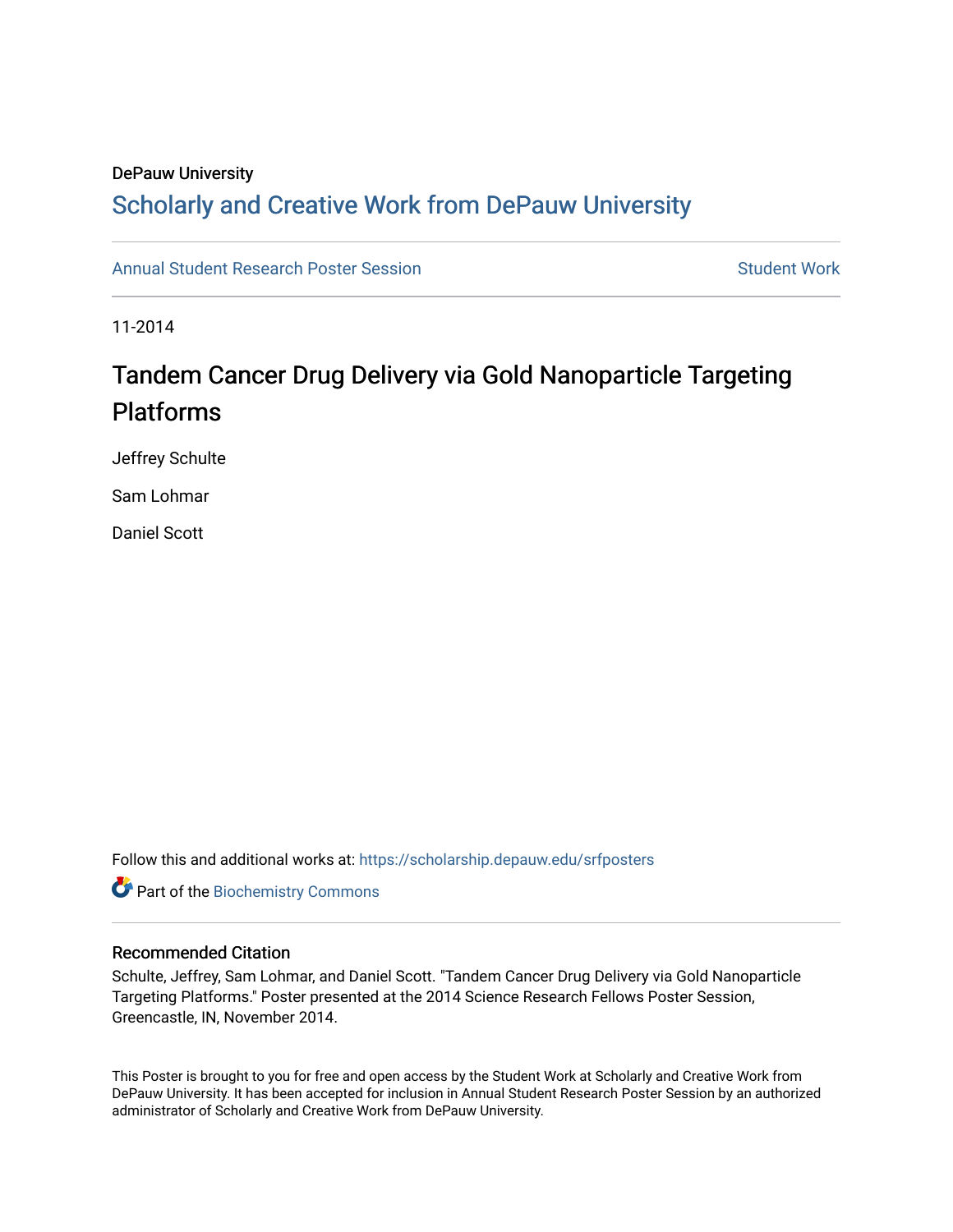DePauw University

# Scholarly and Creative Work from DePauw University

Annual Student Research Poster Session | Student Work

11-2014

## Tandem Cancer Drug Delivery via Gold Nanoparticle Targeting Platforms

Jeffrey Schulte

Sam Lohmar

Daniel Scott

Follow this and additional works at: https://scholarship.depauw.edu/srfposters

Part of the Biochemistry Commons

### Recommended Citation

Schulte, Jeffrey, Sam Lohmar, and Daniel Scott. "Tandem Cancer Drug Delivery via Gold Nanoparticle Targeting Platforms." Poster presented at the 2014 Science Research Fellows Poster Session, Greencastle, IN, November 2014.

This Poster is brought to you for free and open access by the Student Work at Scholarly and Creative Work from DePauw University. It has been accepted for inclusion in Annual Student Research Poster Session by an authorized administrator of Scholarly and Creative Work from DePauw University.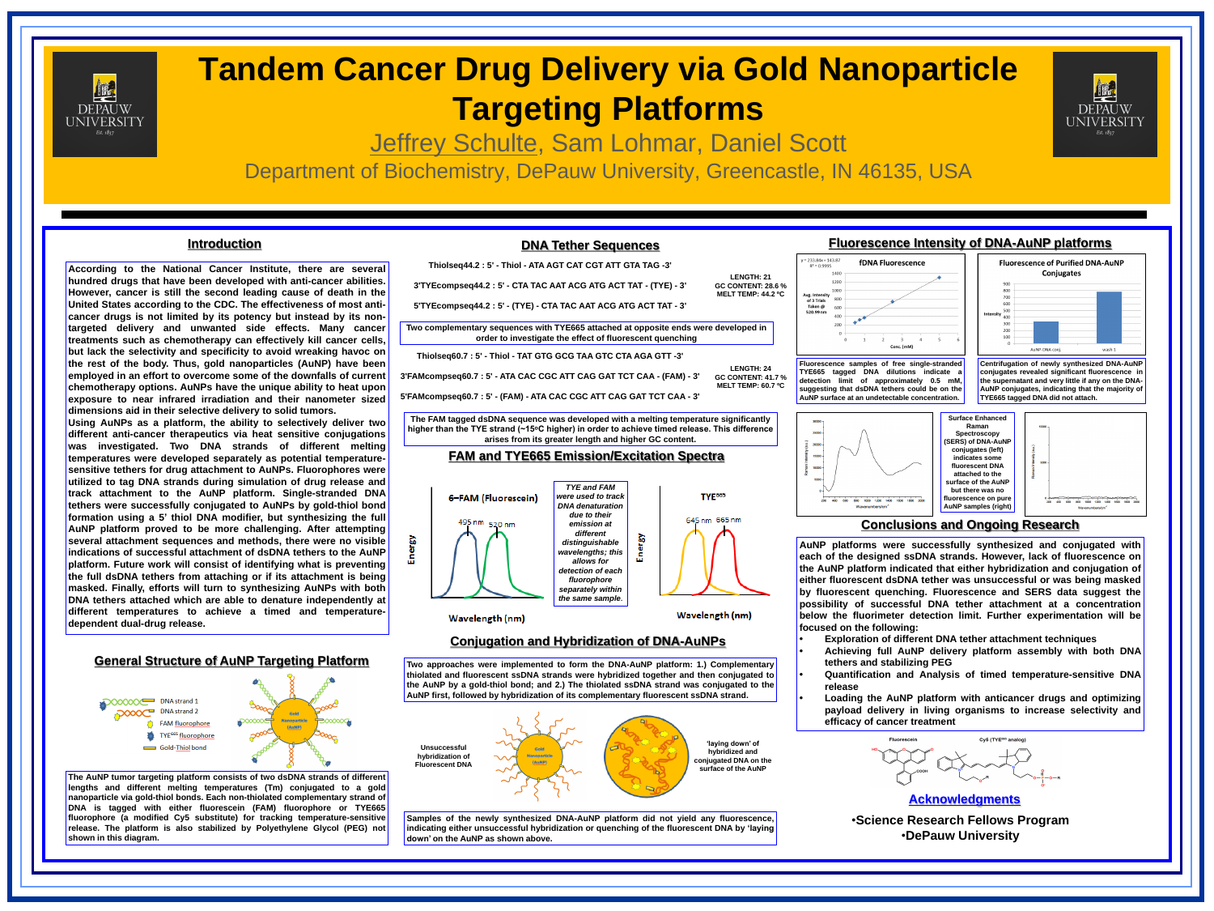# Tandem Cancer Drug Delivery via Gold Nanoparticle Targeting Platforms

Jeffrey Schulte, Sam Lohmar, Daniel Scott

Department of Biochemistry, DePauw University, Greencastle, IN 46135, USA

## Introduction

**According to the National Cancer Institute, there are several hundred drugs that have been developed with anti-cancer abilities. However, cancer is still the second leading cause of death in the United States according to the CDC. The effectiveness of most anti-cancer drugs is not limited by its potency but instead by its non-targeted delivery and unwanted side effects. Many cancer treatments such as chemotherapy can effectively kill cancer cells, but lack the selectivity and specificity to avoid wreaking havoc on the rest of the body. Thus, gold nanoparticles (AuNP) have been employed in an effort to overcome some of the downfalls of current chemotherapy options. AuNPs have the unique ability to heat upon exposure to near infrared irradiation and their nanometer sized dimensions aid in their selective delivery to solid tumors.**

**Using AuNPs as a platform, the ability to selectively deliver two different anti-cancer therapeutics via site sensitive conjugations was investigated. Two DNA strands of different melting temperatures were developed separately as potential temperature-sensitive tethers for drug attachment to AuNPs. Fluorophores were utilized to tag DNA strands during simulation of drug release and track attachment to the AuNP platform. Single-stranded DNA tethers were successfully conjugated to AuNPs by gold-thiol bond formation using a 5' thiol DNA modifier, but synthesizing the full AuNP platform proved to be more challenging. After attempting several attachment sequences and methods, there were no visible indications of successful attachment of dsDNA tethers to the AuNP platform. Future work will consist of identifying what is preventing the full dsDNA tethers from attaching or if its attachment is being masked. Finally, efforts will turn to synthesizing AuNPs with both DNA tethers attached which are able to denature independently at different temperatures to achieve a timed and temperature-dependent dual-drug release.**

## General Structure of AuNP Targeting Platform

DNA strand 1
DNA strand 2
FAM fluorophore
TYE665 fluorophore
Gold-Thiol bond
Gold Nanoparticle (AuNP)

**The AuNP tumor targeting platform consists of two dsDNA strands of different lengths and different melting temperatures (Tm) conjugated to a gold nanoparticle via gold-thiol bonds. Each non-thiolated complementary strand of DNA is tagged with either fluorescein (FAM) fluorophore or TYE665 fluorophore (a modified Cy5 substitute) for tracking temperature-sensitive release. The platform is also stabilized by Polyethylene Glycol (PEG) not shown in this diagram.**

## DNA Tether Sequences

**Thiolseq44.2 : 5' - Thiol - ATA AGT CAT CGT ATT GTA TAG -3'**

**3'TYEcompseq44.2 : 5' - CTA TAC AAT ACG ATG ACT TAT - (TYE) - 3'**

**5'TYEcompseq44.2 : 5' - (TYE) - CTA TAC AAT ACG ATG ACT TAT -3'**

**LENGTH: 21**
**GC CONTENT: 28.6 %**
**MELT TEMP: 44.2 °C**

**Two complementary sequences with TYE665 attached at opposite ends were developed in order to investigate the effect of fluorescent quenching**

**Thiolseq60.7 : 5' - Thiol - TAT GTG GCG TAA GTC CTA AGA GTT -3'**

**3'FAMcompseq60.7 : 5' - ATA CAC CGC ATT CAG GAT TCT CAA - (FAM) - 3'**

**5'FAMcompseq60.7 : 5' - (FAM) - ATA CAC CGC ATT CAG GAT TCT CAA - 3'**

**LENGTH: 24**
**GC CONTENT: 41.7 %**
**MELT TEMP: 60.7 °C**

**The FAM tagged dsDNA sequence was developed with a melting temperature significantly higher than the TYE strand (~15°C higher) in order to achieve timed release. This difference arises from its greater length and higher GC content.**

## FAM and TYE665 Emission/Excitation Spectra

6-FAM (Fluorescein)
495 nm 520 nm
Energy
Wavelength (nm)

***TYE and FAM were used to track DNA denaturation due to their emission at different distinguishable wavelengths; this allows for detection of each fluorophore separately within the same sample.***

TYE665
645 nm 665 nm
Energy
Wavelength (nm)

## Conjugation and Hybridization of DNA-AuNPs

**Two approaches were implemented to form the DNA-AuNP platform: 1.) Complementary thiolated and fluorescent ssDNA strands were hybridized together and then conjugated to the AuNP by a gold-thiol bond; and 2.) The thiolated ssDNA strand was conjugated to the AuNP first, followed by hybridization of its complementary fluorescent ssDNA strand.**

**Unsuccessful hybridization of Fluorescent DNA**

Gold Nanoparticle (AuNP)

**'laying down' of hybridized and conjugated DNA on the surface of the AuNP**

**Samples of the newly synthesized DNA-AuNP platform did not yield any fluorescence, indicating either unsuccessful hybridization or quenching of the fluorescent DNA by 'laying down' on the AuNP as shown above.**

## Fluorescence Intensity of DNA-AuNP platforms

fDNA Fluorescence
y = 233.86x + 143.87
$R^2 = 0.9995$
Avg. Intensity of 3 Trials Taken @ 520.99 nm
Conc. (mM)

Fluorescence of Purified DNA-AuNP Conjugates
Intensity
AuNP-DNA conj. wash 1

**Fluorescence samples of free single-stranded TYE665 tagged DNA dilutions indicate a detection limit of approximately 0.5 mM, suggesting that dsDNA tethers could be on the AuNP surface at an undetectable concentration.**

**Centrifugation of newly synthesized DNA-AuNP conjugates revealed significant fluorescence in the supernatant and very little if any on the DNA-AuNP conjugates, indicating that the majority of TYE665 tagged DNA did not attach.**

Raman Intensity (a.u.)
Wavenumbers/cm⁻¹

**Surface Enhanced Raman Spectroscopy (SERS) of DNA-AuNP conjugates (left) indicates some fluorescent DNA attached to the surface of the AuNP but there was no fluorescence on pure AuNP samples (right)**

Raman Intensity (a.u.)
Wavenumbers/cm⁻¹

## Conclusions and Ongoing Research

**AuNP platforms were successfully synthesized and conjugated with each of the designed ssDNA strands. However, lack of fluorescence on the AuNP platform indicated that either hybridization and conjugation of either fluorescent dsDNA tether was unsuccessful or was being masked by fluorescent quenching. Fluorescence and SERS data suggest the possibility of successful DNA tether attachment at a concentration below the fluorimeter detection limit. Further experimentation will be focused on the following:**

- **Exploration of different DNA tether attachment techniques**
- **Achieving full AuNP delivery platform assembly with both DNA tethers and stabilizing PEG**
- **Quantification and Analysis of timed temperature-sensitive DNA release**
- **Loading the AuNP platform with anticancer drugs and optimizing payload delivery in living organisms to increase selectivity and efficacy of cancer treatment**

Fluorescein
Cy5 (TYE665 analog)

## Acknowledgments

- **Science Research Fellows Program**
- **DePauw University**